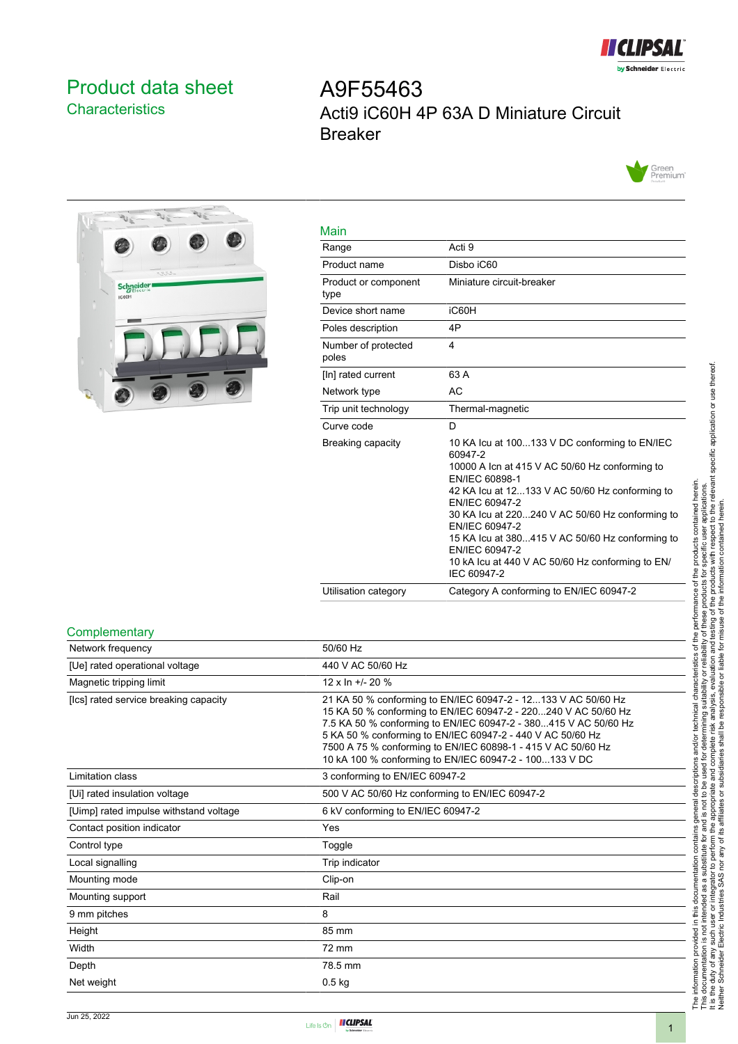# Product data sheet
## Characteristics

# A9F55463
Acti9 iC60H 4P 63A D Miniature Circuit Breaker

## Main

| | |
|---|---|
| Range | Acti 9 |
| Product name | Disbo iC60 |
| Product or component type | Miniature circuit-breaker |
| Device short name | iC60H |
| Poles description | 4P |
| Number of protected poles | 4 |
| [In] rated current | 63 A |
| Network type | AC |
| Trip unit technology | Thermal-magnetic |
| Curve code | D |
| Breaking capacity | 10 KA Icu at 100...133 V DC conforming to EN/IEC 60947-2<br>10000 A Icn at 415 V AC 50/60 Hz conforming to EN/IEC 60898-1<br>42 KA Icu at 12...133 V AC 50/60 Hz conforming to EN/IEC 60947-2<br>30 KA Icu at 220...240 V AC 50/60 Hz conforming to EN/IEC 60947-2<br>15 KA Icu at 380...415 V AC 50/60 Hz conforming to EN/IEC 60947-2<br>10 kA Icu at 440 V AC 50/60 Hz conforming to EN/IEC 60947-2 |
| Utilisation category | Category A conforming to EN/IEC 60947-2 |

## Complementary

| | |
|---|---|
| Network frequency | 50/60 Hz |
| [Ue] rated operational voltage | 440 V AC 50/60 Hz |
| Magnetic tripping limit | 12 x In +/- 20 % |
| [Ics] rated service breaking capacity | 21 KA 50 % conforming to EN/IEC 60947-2 - 12...133 V AC 50/60 Hz<br>15 KA 50 % conforming to EN/IEC 60947-2 - 220...240 V AC 50/60 Hz<br>7.5 KA 50 % conforming to EN/IEC 60947-2 - 380...415 V AC 50/60 Hz<br>5 KA 50 % conforming to EN/IEC 60947-2 - 440 V AC 50/60 Hz<br>7500 A 75 % conforming to EN/IEC 60898-1 - 415 V AC 50/60 Hz<br>10 kA 100 % conforming to EN/IEC 60947-2 - 100...133 V DC |
| Limitation class | 3 conforming to EN/IEC 60947-2 |
| [Ui] rated insulation voltage | 500 V AC 50/60 Hz conforming to EN/IEC 60947-2 |
| [Uimp] rated impulse withstand voltage | 6 kV conforming to EN/IEC 60947-2 |
| Contact position indicator | Yes |
| Control type | Toggle |
| Local signalling | Trip indicator |
| Mounting mode | Clip-on |
| Mounting support | Rail |
| 9 mm pitches | 8 |
| Height | 85 mm |
| Width | 72 mm |
| Depth | 78.5 mm |
| Net weight | 0.5 kg |

The information provided in this documentation contains general descriptions and/or technical characteristics of the performance of the products contained herein. This documentation is not intended as a substitute for and is not to be used for determining suitability or reliability of these products for specific user applications. It is the duty of any such user or integrator to perform the appropriate and complete risk analysis, evaluation and testing of the products with respect to the relevant specific application or use thereof. Neither Schneider Electric Industries SAS nor any of its affiliates or subsidiaries shall be responsible or liable for misuse of the information contained herein.

Jun 25, 2022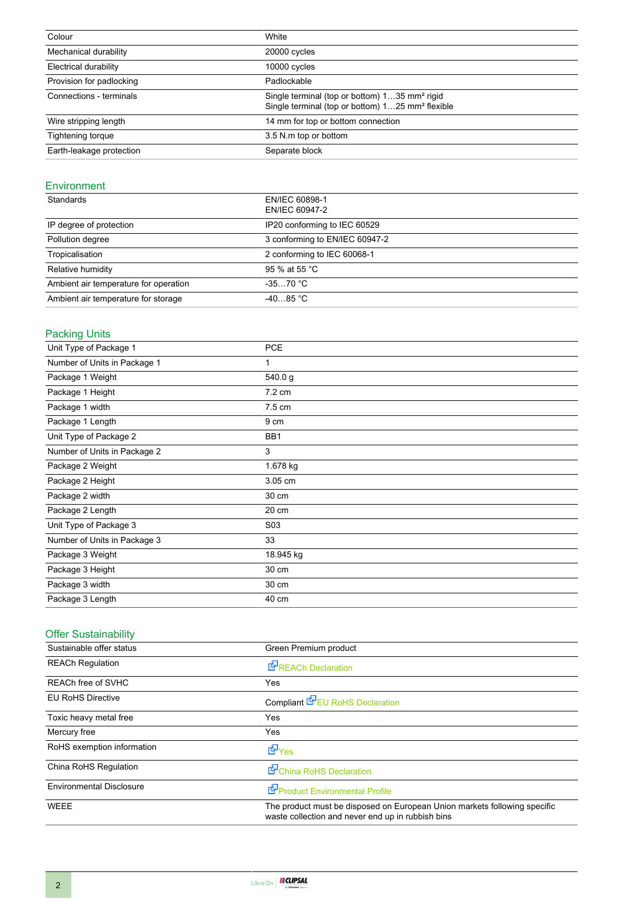| | |
|---|---|
| Colour | White |
| Mechanical durability | 20000 cycles |
| Electrical durability | 10000 cycles |
| Provision for padlocking | Padlockable |
| Connections - terminals | Single terminal (top or bottom) 1…35 mm² rigid<br>Single terminal (top or bottom) 1…25 mm² flexible |
| Wire stripping length | 14 mm for top or bottom connection |
| Tightening torque | 3.5 N.m top or bottom |
| Earth-leakage protection | Separate block |

## Environment

| | |
|---|---|
| Standards | EN/IEC 60898-1<br>EN/IEC 60947-2 |
| IP degree of protection | IP20 conforming to IEC 60529 |
| Pollution degree | 3 conforming to EN/IEC 60947-2 |
| Tropicalisation | 2 conforming to IEC 60068-1 |
| Relative humidity | 95 % at 55 °C |
| Ambient air temperature for operation | -35…70 °C |
| Ambient air temperature for storage | -40…85 °C |

## Packing Units

| | |
|---|---|
| Unit Type of Package 1 | PCE |
| Number of Units in Package 1 | 1 |
| Package 1 Weight | 540.0 g |
| Package 1 Height | 7.2 cm |
| Package 1 width | 7.5 cm |
| Package 1 Length | 9 cm |
| Unit Type of Package 2 | BB1 |
| Number of Units in Package 2 | 3 |
| Package 2 Weight | 1.678 kg |
| Package 2 Height | 3.05 cm |
| Package 2 width | 30 cm |
| Package 2 Length | 20 cm |
| Unit Type of Package 3 | S03 |
| Number of Units in Package 3 | 33 |
| Package 3 Weight | 18.945 kg |
| Package 3 Height | 30 cm |
| Package 3 width | 30 cm |
| Package 3 Length | 40 cm |

## Offer Sustainability

| | |
|---|---|
| Sustainable offer status | Green Premium product |
| REACh Regulation | REACh Declaration |
| REACh free of SVHC | Yes |
| EU RoHS Directive | Compliant EU RoHS Declaration |
| Toxic heavy metal free | Yes |
| Mercury free | Yes |
| RoHS exemption information | Yes |
| China RoHS Regulation | China RoHS Declaration |
| Environmental Disclosure | Product Environmental Profile |
| WEEE | The product must be disposed on European Union markets following specific waste collection and never end up in rubbish bins |